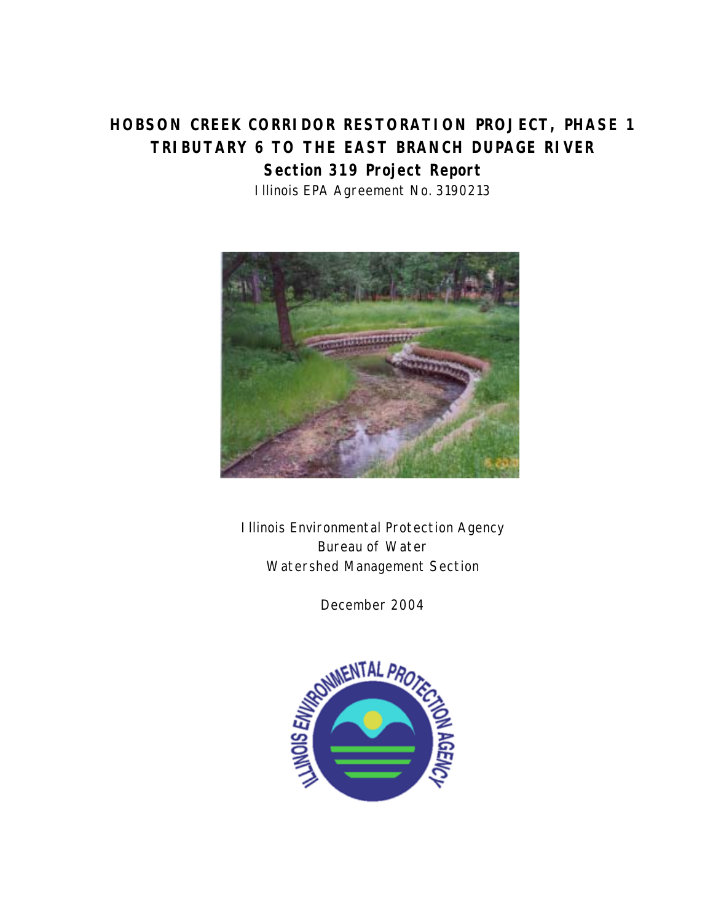# HOBSON CREEK CORRIDOR RESTORATION PROJECT, PHASE 1
# TRIBUTARY 6 TO THE EAST BRANCH DUPAGE RIVER

## Section 319 Project Report

Illinois EPA Agreement No. 3190213

Illinois Environmental Protection Agency
Bureau of Water
Watershed Management Section

December 2004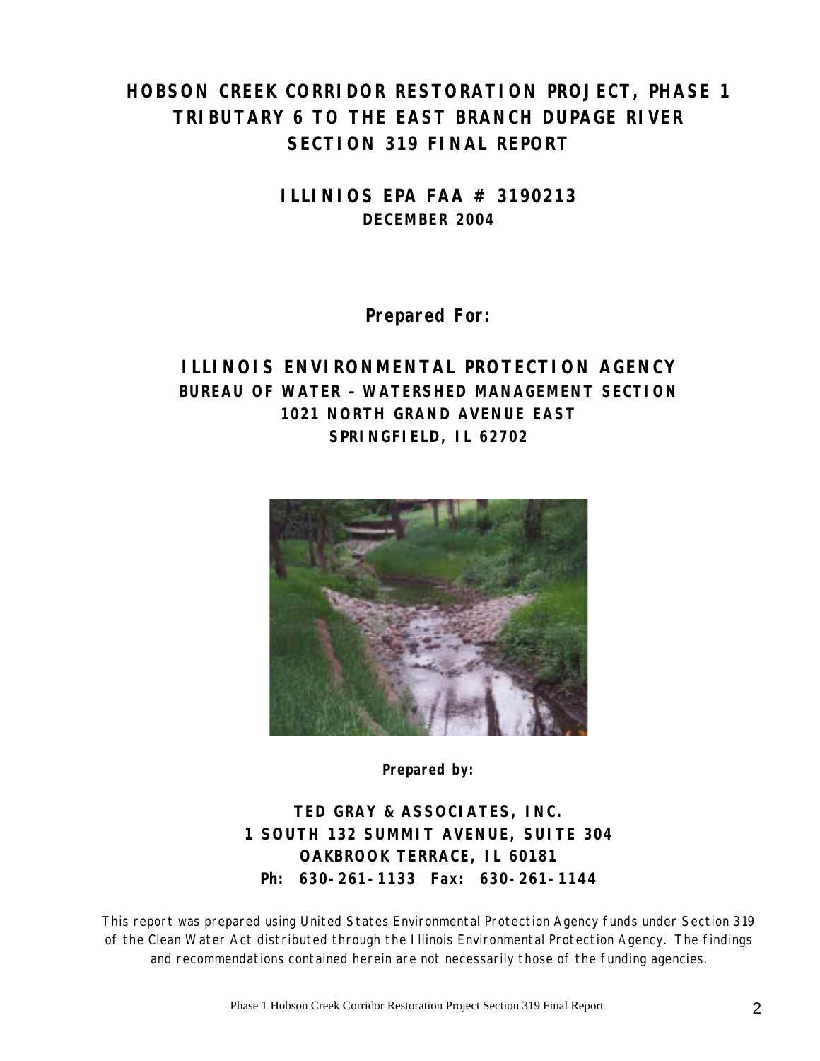# HOBSON CREEK CORRIDOR RESTORATION PROJECT, PHASE 1
# TRIBUTARY 6 TO THE EAST BRANCH DUPAGE RIVER
# SECTION 319 FINAL REPORT

## ILLINIOS EPA FAA # 3190213
**DECEMBER 2004**

**Prepared For:**

## ILLINOIS ENVIRONMENTAL PROTECTION AGENCY
**BUREAU OF WATER – WATERSHED MANAGEMENT SECTION**
**1021 NORTH GRAND AVENUE EAST**
**SPRINGFIELD, IL 62702**

**Prepared by:**

**TED GRAY & ASSOCIATES, INC.**
**1 SOUTH 132 SUMMIT AVENUE, SUITE 304**
**OAKBROOK TERRACE, IL 60181**
**Ph: 630-261-1133 Fax: 630-261-1144**

This report was prepared using United States Environmental Protection Agency funds under Section 319 of the Clean Water Act distributed through the Illinois Environmental Protection Agency. The findings and recommendations contained herein are not necessarily those of the funding agencies.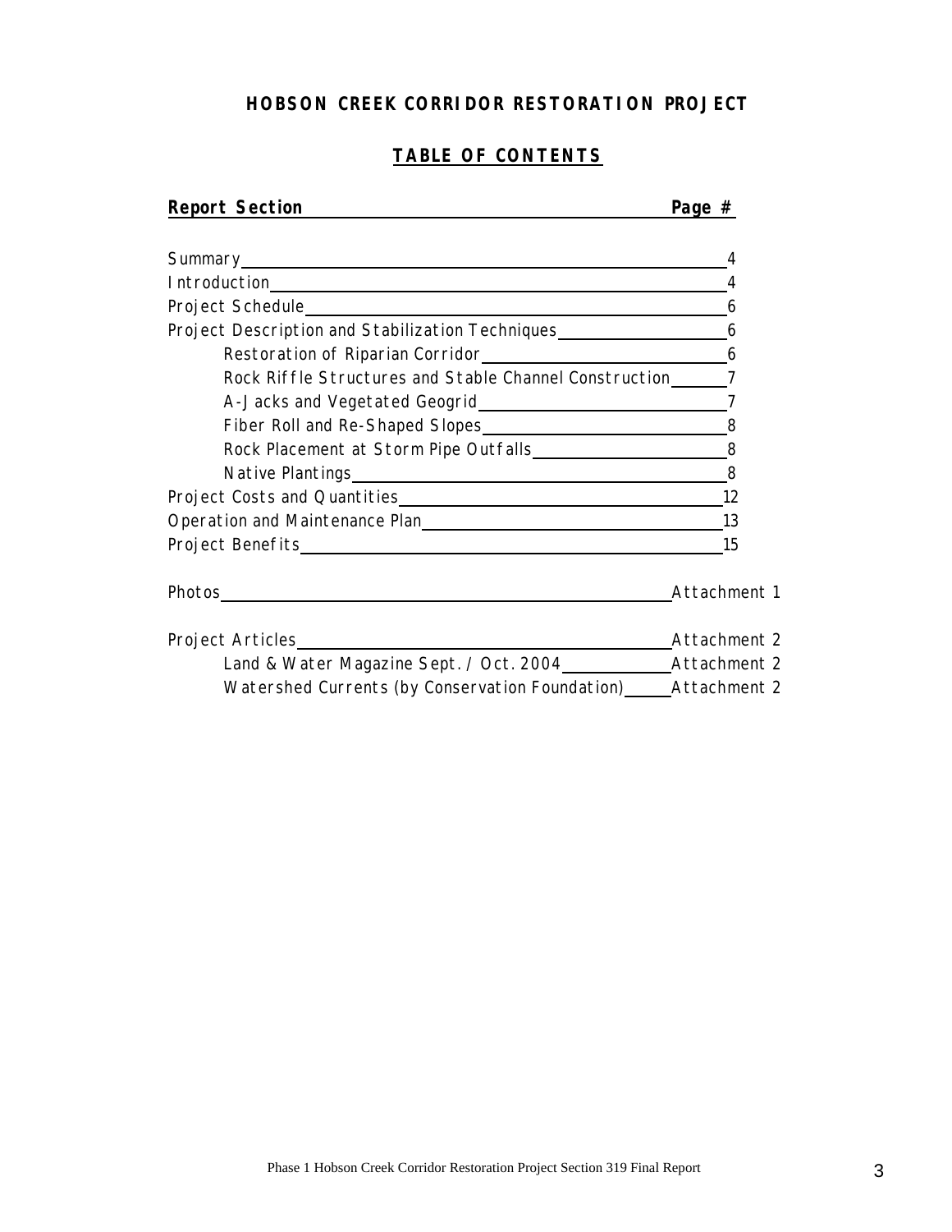# HOBSON CREEK CORRIDOR RESTORATION PROJECT

## TABLE OF CONTENTS

| Report Section | Page # |
|---|---|
| Summary | 4 |
| Introduction | 4 |
| Project Schedule | 6 |
| Project Description and Stabilization Techniques | 6 |
| &nbsp;&nbsp;&nbsp;&nbsp;Restoration of Riparian Corridor | 6 |
| &nbsp;&nbsp;&nbsp;&nbsp;Rock Riffle Structures and Stable Channel Construction | 7 |
| &nbsp;&nbsp;&nbsp;&nbsp;A-Jacks and Vegetated Geogrid | 7 |
| &nbsp;&nbsp;&nbsp;&nbsp;Fiber Roll and Re-Shaped Slopes | 8 |
| &nbsp;&nbsp;&nbsp;&nbsp;Rock Placement at Storm Pipe Outfalls | 8 |
| &nbsp;&nbsp;&nbsp;&nbsp;Native Plantings | 8 |
| Project Costs and Quantities | 12 |
| Operation and Maintenance Plan | 13 |
| Project Benefits | 15 |
| Photos | Attachment 1 |
| Project Articles | Attachment 2 |
| &nbsp;&nbsp;&nbsp;&nbsp;Land & Water Magazine Sept. / Oct. 2004 | Attachment 2 |
| &nbsp;&nbsp;&nbsp;&nbsp;Watershed Currents (by Conservation Foundation) | Attachment 2 |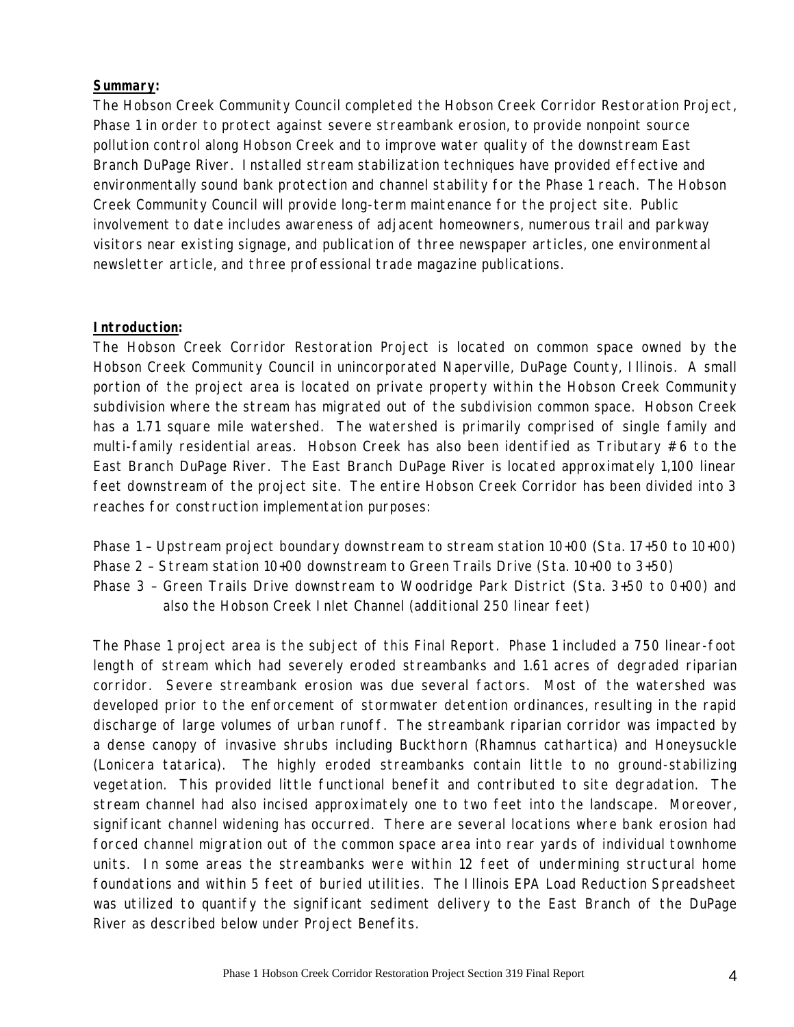**Summary:**

The Hobson Creek Community Council completed the Hobson Creek Corridor Restoration Project, Phase 1 in order to protect against severe streambank erosion, to provide nonpoint source pollution control along Hobson Creek and to improve water quality of the downstream East Branch DuPage River. Installed stream stabilization techniques have provided effective and environmentally sound bank protection and channel stability for the Phase 1 reach. The Hobson Creek Community Council will provide long-term maintenance for the project site. Public involvement to date includes awareness of adjacent homeowners, numerous trail and parkway visitors near existing signage, and publication of three newspaper articles, one environmental newsletter article, and three professional trade magazine publications.

**Introduction:**

The Hobson Creek Corridor Restoration Project is located on common space owned by the Hobson Creek Community Council in unincorporated Naperville, DuPage County, Illinois. A small portion of the project area is located on private property within the Hobson Creek Community subdivision where the stream has migrated out of the subdivision common space. Hobson Creek has a 1.71 square mile watershed. The watershed is primarily comprised of single family and multi-family residential areas. Hobson Creek has also been identified as Tributary # 6 to the East Branch DuPage River. The East Branch DuPage River is located approximately 1,100 linear feet downstream of the project site. The entire Hobson Creek Corridor has been divided into 3 reaches for construction implementation purposes:

Phase 1 – Upstream project boundary downstream to stream station 10+00 (Sta. 17+50 to 10+00)
Phase 2 – Stream station 10+00 downstream to Green Trails Drive (Sta. 10+00 to 3+50)
Phase 3 – Green Trails Drive downstream to Woodridge Park District (Sta. 3+50 to 0+00) and also the Hobson Creek Inlet Channel (additional 250 linear feet)

The Phase 1 project area is the subject of this Final Report. Phase 1 included a 750 linear-foot length of stream which had severely eroded streambanks and 1.61 acres of degraded riparian corridor. Severe streambank erosion was due several factors. Most of the watershed was developed prior to the enforcement of stormwater detention ordinances, resulting in the rapid discharge of large volumes of urban runoff. The streambank riparian corridor was impacted by a dense canopy of invasive shrubs including Buckthorn (Rhamnus cathartica) and Honeysuckle (Lonicera tatarica). The highly eroded streambanks contain little to no ground-stabilizing vegetation. This provided little functional benefit and contributed to site degradation. The stream channel had also incised approximately one to two feet into the landscape. Moreover, significant channel widening has occurred. There are several locations where bank erosion had forced channel migration out of the common space area into rear yards of individual townhome units. In some areas the streambanks were within 12 feet of undermining structural home foundations and within 5 feet of buried utilities. The Illinois EPA Load Reduction Spreadsheet was utilized to quantify the significant sediment delivery to the East Branch of the DuPage River as described below under Project Benefits.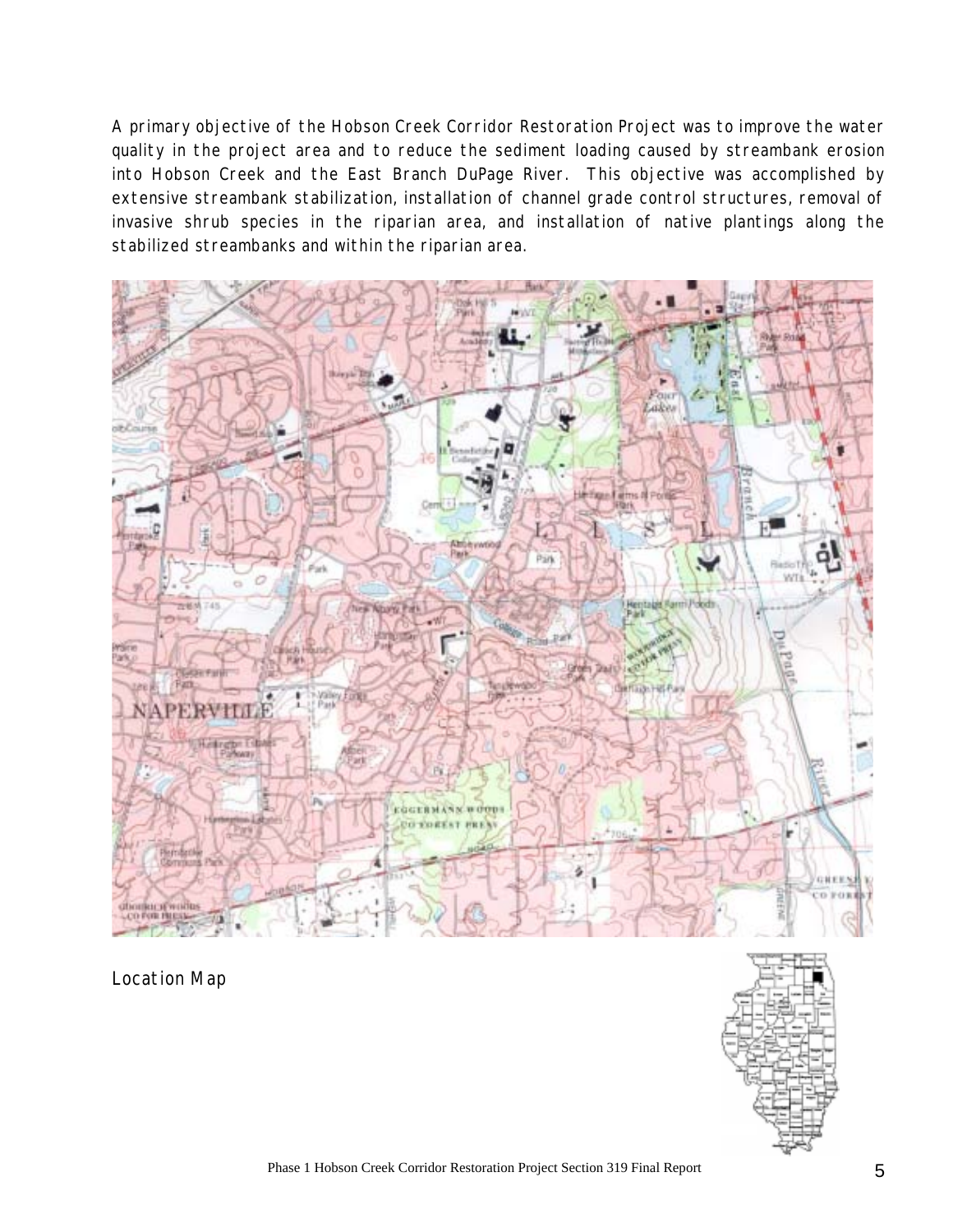A primary objective of the Hobson Creek Corridor Restoration Project was to improve the water quality in the project area and to reduce the sediment loading caused by streambank erosion into Hobson Creek and the East Branch DuPage River. This objective was accomplished by extensive streambank stabilization, installation of channel grade control structures, removal of invasive shrub species in the riparian area, and installation of native plantings along the stabilized streambanks and within the riparian area.

Location Map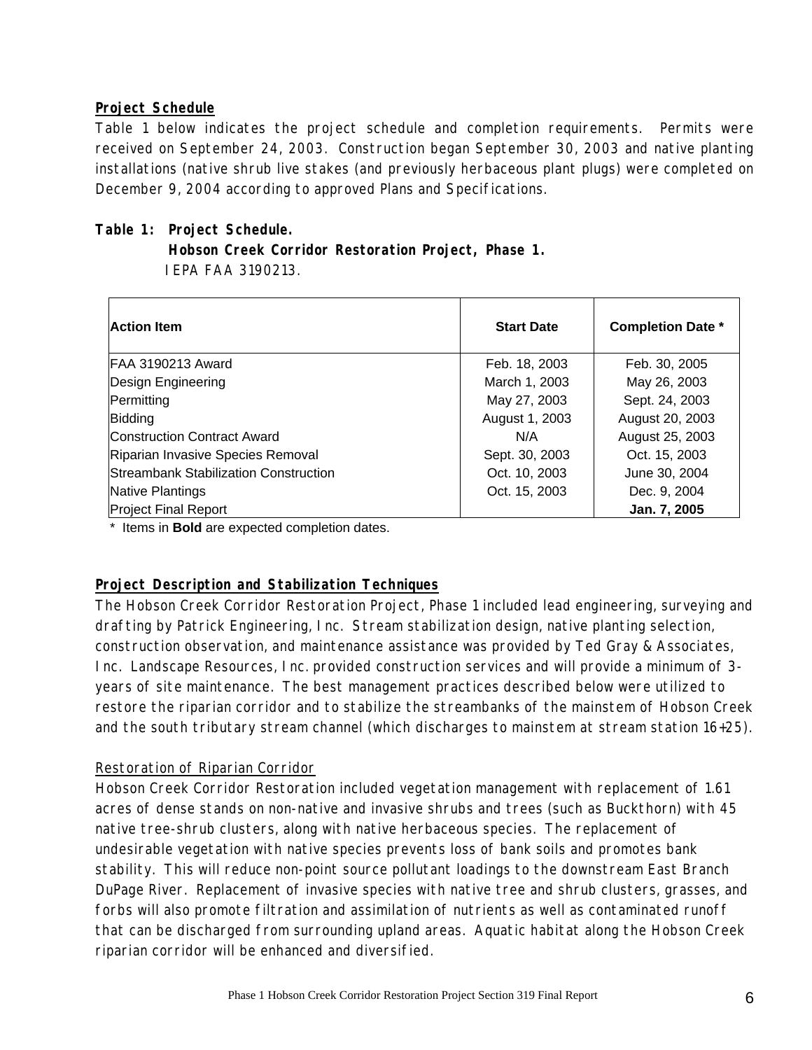**Project Schedule**

Table 1 below indicates the project schedule and completion requirements. Permits were received on September 24, 2003. Construction began September 30, 2003 and native planting installations (native shrub live stakes (and previously herbaceous plant plugs) were completed on December 9, 2004 according to approved Plans and Specifications.

**Table 1: Project Schedule.**
**Hobson Creek Corridor Restoration Project, Phase 1.**
IEPA FAA 3190213.

| Action Item | Start Date | Completion Date * |
| --- | --- | --- |
| FAA 3190213 Award | Feb. 18, 2003 | Feb. 30, 2005 |
| Design Engineering | March 1, 2003 | May 26, 2003 |
| Permitting | May 27, 2003 | Sept. 24, 2003 |
| Bidding | August 1, 2003 | August 20, 2003 |
| Construction Contract Award | N/A | August 25, 2003 |
| Riparian Invasive Species Removal | Sept. 30, 2003 | Oct. 15, 2003 |
| Streambank Stabilization Construction | Oct. 10, 2003 | June 30, 2004 |
| Native Plantings | Oct. 15, 2003 | Dec. 9, 2004 |
| Project Final Report | | **Jan. 7, 2005** |

\* Items in **Bold** are expected completion dates.

**Project Description and Stabilization Techniques**

The Hobson Creek Corridor Restoration Project, Phase 1 included lead engineering, surveying and drafting by Patrick Engineering, Inc. Stream stabilization design, native planting selection, construction observation, and maintenance assistance was provided by Ted Gray & Associates, Inc. Landscape Resources, Inc. provided construction services and will provide a minimum of 3-years of site maintenance. The best management practices described below were utilized to restore the riparian corridor and to stabilize the streambanks of the mainstem of Hobson Creek and the south tributary stream channel (which discharges to mainstem at stream station 16+25).

Restoration of Riparian Corridor

Hobson Creek Corridor Restoration included vegetation management with replacement of 1.61 acres of dense stands on non-native and invasive shrubs and trees (such as Buckthorn) with 45 native tree-shrub clusters, along with native herbaceous species. The replacement of undesirable vegetation with native species prevents loss of bank soils and promotes bank stability. This will reduce non-point source pollutant loadings to the downstream East Branch DuPage River. Replacement of invasive species with native tree and shrub clusters, grasses, and forbs will also promote filtration and assimilation of nutrients as well as contaminated runoff that can be discharged from surrounding upland areas. Aquatic habitat along the Hobson Creek riparian corridor will be enhanced and diversified.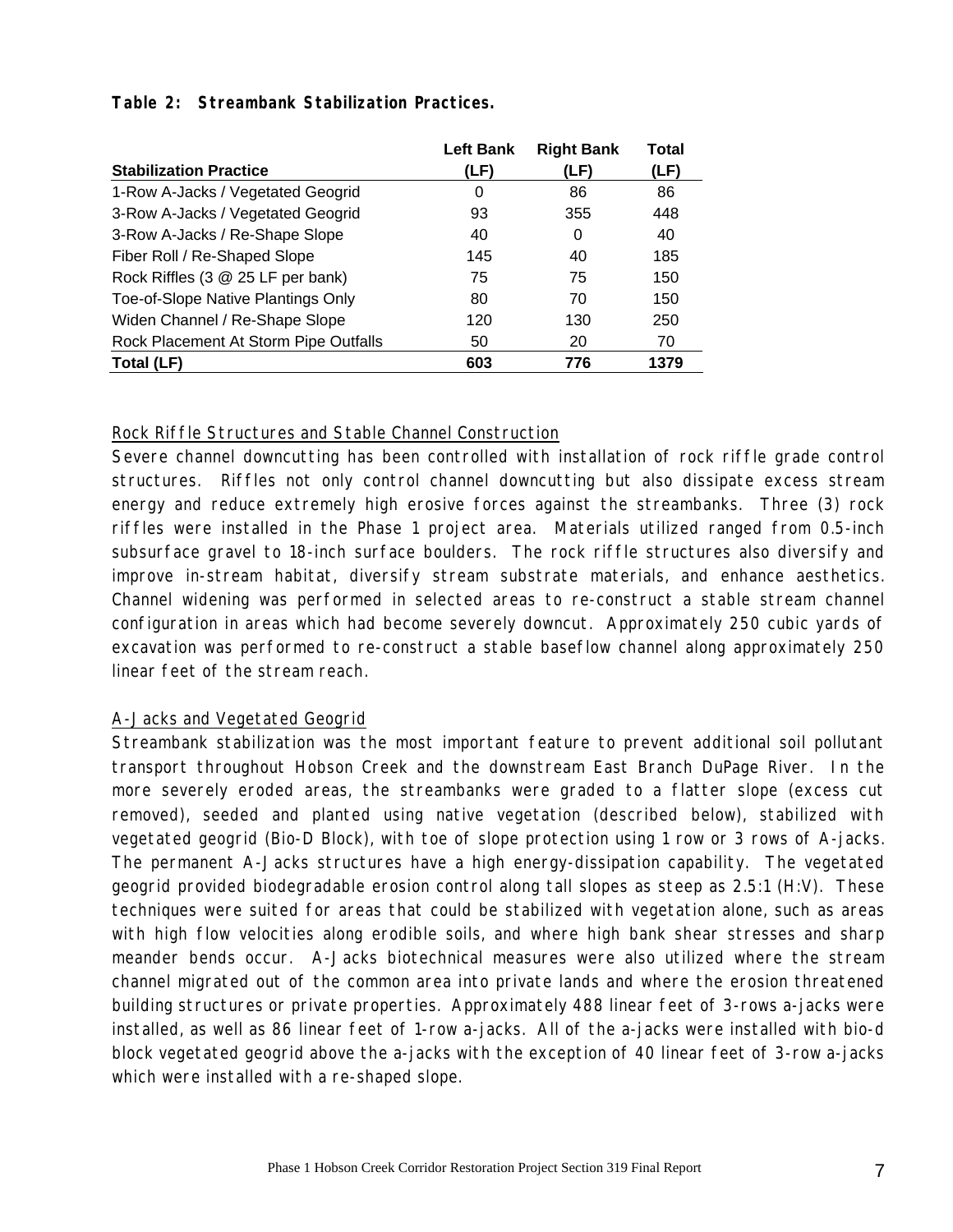**Table 2: Streambank Stabilization Practices.**

| Stabilization Practice | Left Bank (LF) | Right Bank (LF) | Total (LF) |
|---|---|---|---|
| 1-Row A-Jacks / Vegetated Geogrid | 0 | 86 | 86 |
| 3-Row A-Jacks / Vegetated Geogrid | 93 | 355 | 448 |
| 3-Row A-Jacks / Re-Shape Slope | 40 | 0 | 40 |
| Fiber Roll / Re-Shaped Slope | 145 | 40 | 185 |
| Rock Riffles (3 @ 25 LF per bank) | 75 | 75 | 150 |
| Toe-of-Slope Native Plantings Only | 80 | 70 | 150 |
| Widen Channel / Re-Shape Slope | 120 | 130 | 250 |
| Rock Placement At Storm Pipe Outfalls | 50 | 20 | 70 |
| **Total (LF)** | **603** | **776** | **1379** |

Rock Riffle Structures and Stable Channel Construction

Severe channel downcutting has been controlled with installation of rock riffle grade control structures. Riffles not only control channel downcutting but also dissipate excess stream energy and reduce extremely high erosive forces against the streambanks. Three (3) rock riffles were installed in the Phase 1 project area. Materials utilized ranged from 0.5-inch subsurface gravel to 18-inch surface boulders. The rock riffle structures also diversify and improve in-stream habitat, diversify stream substrate materials, and enhance aesthetics. Channel widening was performed in selected areas to re-construct a stable stream channel configuration in areas which had become severely downcut. Approximately 250 cubic yards of excavation was performed to re-construct a stable baseflow channel along approximately 250 linear feet of the stream reach.

A-Jacks and Vegetated Geogrid

Streambank stabilization was the most important feature to prevent additional soil pollutant transport throughout Hobson Creek and the downstream East Branch DuPage River. In the more severely eroded areas, the streambanks were graded to a flatter slope (excess cut removed), seeded and planted using native vegetation (described below), stabilized with vegetated geogrid (Bio-D Block), with toe of slope protection using 1 row or 3 rows of A-jacks. The permanent A-Jacks structures have a high energy-dissipation capability. The vegetated geogrid provided biodegradable erosion control along tall slopes as steep as 2.5:1 (H:V). These techniques were suited for areas that could be stabilized with vegetation alone, such as areas with high flow velocities along erodible soils, and where high bank shear stresses and sharp meander bends occur. A-Jacks biotechnical measures were also utilized where the stream channel migrated out of the common area into private lands and where the erosion threatened building structures or private properties. Approximately 488 linear feet of 3-rows a-jacks were installed, as well as 86 linear feet of 1-row a-jacks. All of the a-jacks were installed with bio-d block vegetated geogrid above the a-jacks with the exception of 40 linear feet of 3-row a-jacks which were installed with a re-shaped slope.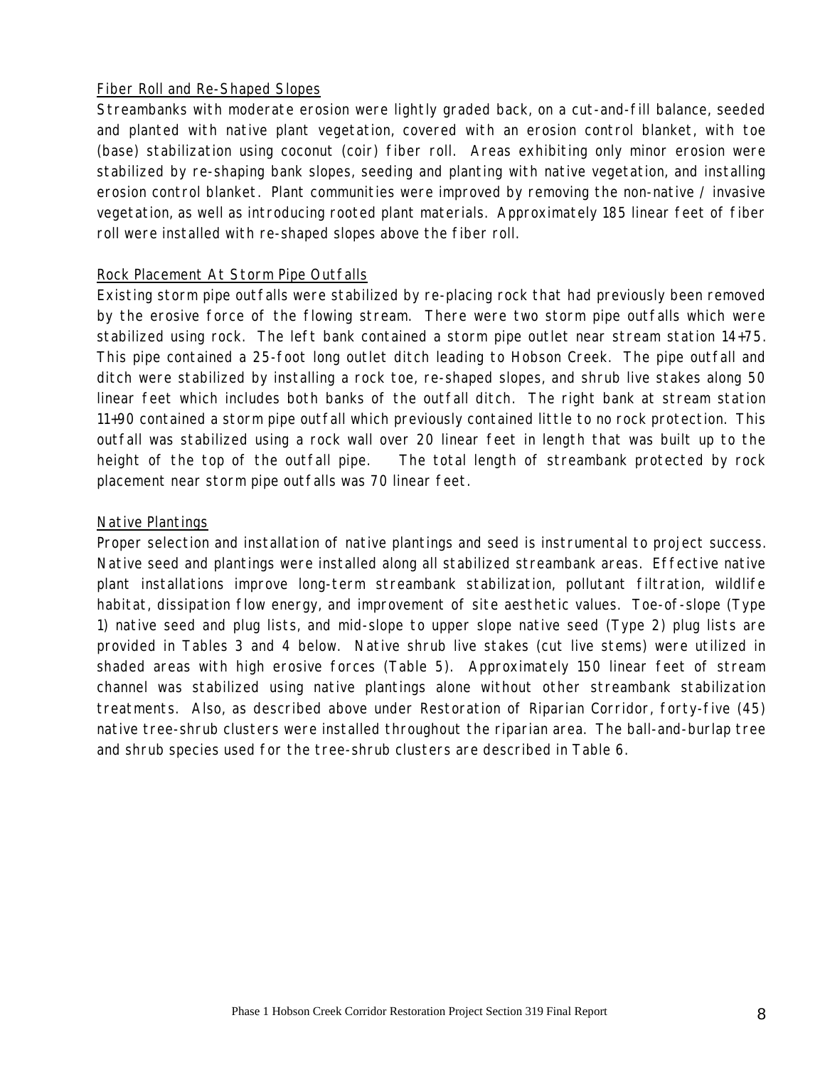<u>Fiber Roll and Re-Shaped Slopes</u>

Streambanks with moderate erosion were lightly graded back, on a cut-and-fill balance, seeded and planted with native plant vegetation, covered with an erosion control blanket, with toe (base) stabilization using coconut (coir) fiber roll. Areas exhibiting only minor erosion were stabilized by re-shaping bank slopes, seeding and planting with native vegetation, and installing erosion control blanket. Plant communities were improved by removing the non-native / invasive vegetation, as well as introducing rooted plant materials. Approximately 185 linear feet of fiber roll were installed with re-shaped slopes above the fiber roll.

<u>Rock Placement At Storm Pipe Outfalls</u>

Existing storm pipe outfalls were stabilized by re-placing rock that had previously been removed by the erosive force of the flowing stream. There were two storm pipe outfalls which were stabilized using rock. The left bank contained a storm pipe outlet near stream station 14+75. This pipe contained a 25-foot long outlet ditch leading to Hobson Creek. The pipe outfall and ditch were stabilized by installing a rock toe, re-shaped slopes, and shrub live stakes along 50 linear feet which includes both banks of the outfall ditch. The right bank at stream station 11+90 contained a storm pipe outfall which previously contained little to no rock protection. This outfall was stabilized using a rock wall over 20 linear feet in length that was built up to the height of the top of the outfall pipe. The total length of streambank protected by rock placement near storm pipe outfalls was 70 linear feet.

<u>Native Plantings</u>

Proper selection and installation of native plantings and seed is instrumental to project success. Native seed and plantings were installed along all stabilized streambank areas. Effective native plant installations improve long-term streambank stabilization, pollutant filtration, wildlife habitat, dissipation flow energy, and improvement of site aesthetic values. Toe-of-slope (Type 1) native seed and plug lists, and mid-slope to upper slope native seed (Type 2) plug lists are provided in Tables 3 and 4 below. Native shrub live stakes (cut live stems) were utilized in shaded areas with high erosive forces (Table 5). Approximately 150 linear feet of stream channel was stabilized using native plantings alone without other streambank stabilization treatments. Also, as described above under Restoration of Riparian Corridor, forty-five (45) native tree-shrub clusters were installed throughout the riparian area. The ball-and-burlap tree and shrub species used for the tree-shrub clusters are described in Table 6.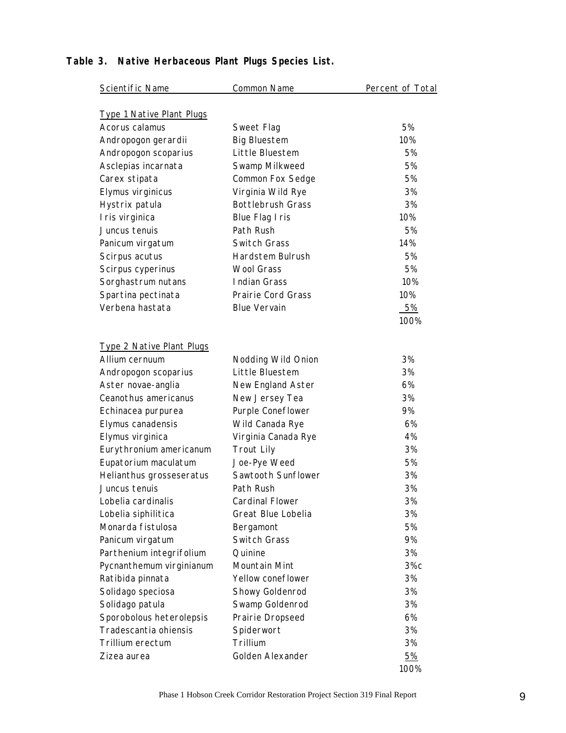**Table 3. Native Herbaceous Plant Plugs Species List.**

| Scientific Name | Common Name | Percent of Total |
|---|---|---|
| Type 1 Native Plant Plugs | | |
| Acorus calamus | Sweet Flag | 5% |
| Andropogon gerardii | Big Bluestem | 10% |
| Andropogon scoparius | Little Bluestem | 5% |
| Asclepias incarnata | Swamp Milkweed | 5% |
| Carex stipata | Common Fox Sedge | 5% |
| Elymus virginicus | Virginia Wild Rye | 3% |
| Hystrix patula | Bottlebrush Grass | 3% |
| Iris virginica | Blue Flag Iris | 10% |
| Juncus tenuis | Path Rush | 5% |
| Panicum virgatum | Switch Grass | 14% |
| Scirpus acutus | Hardstem Bulrush | 5% |
| Scirpus cyperinus | Wool Grass | 5% |
| Sorghastrum nutans | Indian Grass | 10% |
| Spartina pectinata | Prairie Cord Grass | 10% |
| Verbena hastata | Blue Vervain | 5% |
| | | 100% |
| Type 2 Native Plant Plugs | | |
| Allium cernuum | Nodding Wild Onion | 3% |
| Andropogon scoparius | Little Bluestem | 3% |
| Aster novae-anglia | New England Aster | 6% |
| Ceanothus americanus | New Jersey Tea | 3% |
| Echinacea purpurea | Purple Coneflower | 9% |
| Elymus canadensis | Wild Canada Rye | 6% |
| Elymus virginica | Virginia Canada Rye | 4% |
| Eurythronium americanum | Trout Lily | 3% |
| Eupatorium maculatum | Joe-Pye Weed | 5% |
| Helianthus grosseseratus | Sawtooth Sunflower | 3% |
| Juncus tenuis | Path Rush | 3% |
| Lobelia cardinalis | Cardinal Flower | 3% |
| Lobelia siphilitica | Great Blue Lobelia | 3% |
| Monarda fistulosa | Bergamont | 5% |
| Panicum virgatum | Switch Grass | 9% |
| Parthenium integrifolium | Quinine | 3% |
| Pycnanthemum virginianum | Mountain Mint | 3%c |
| Ratibida pinnata | Yellow coneflower | 3% |
| Solidago speciosa | Showy Goldenrod | 3% |
| Solidago patula | Swamp Goldenrod | 3% |
| Sporobolous heterolepsis | Prairie Dropseed | 6% |
| Tradescantia ohiensis | Spiderwort | 3% |
| Trillium erectum | Trillium | 3% |
| Zizea aurea | Golden Alexander | 5% |
| | | 100% |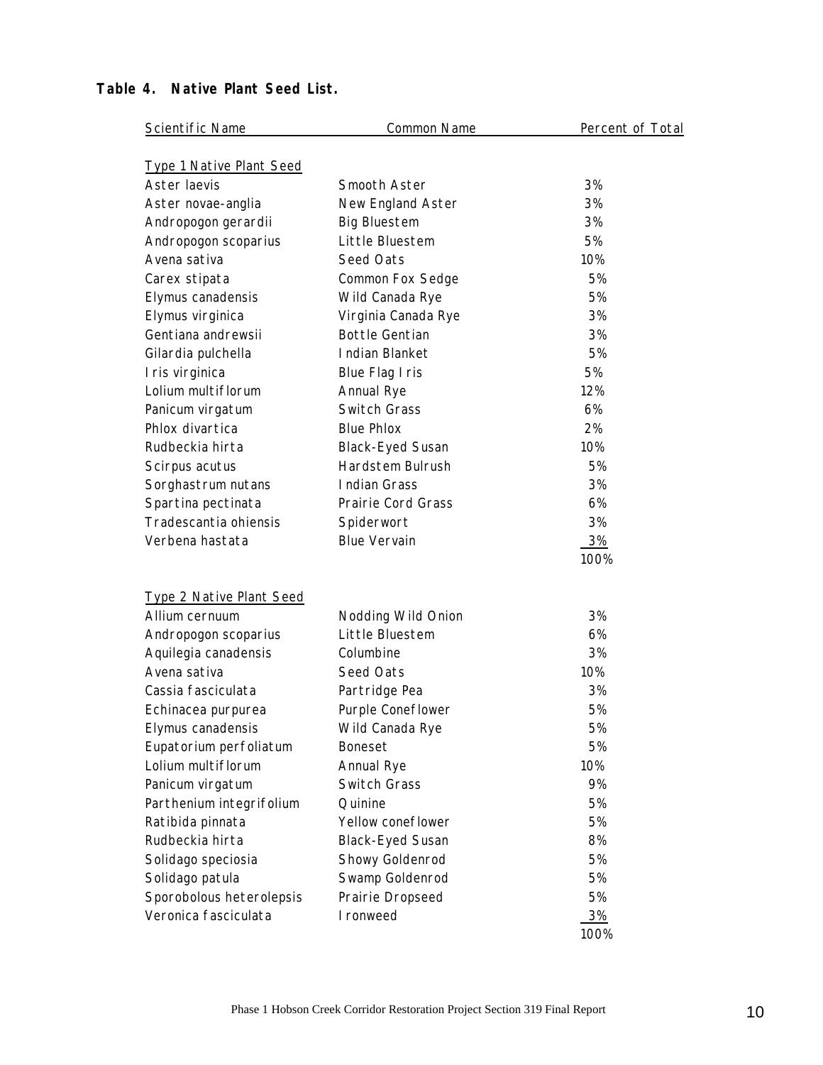**Table 4. Native Plant Seed List.**

| Scientific Name | Common Name | Percent of Total |
|---|---|---|
| Type 1 Native Plant Seed | | |
| Aster laevis | Smooth Aster | 3% |
| Aster novae-anglia | New England Aster | 3% |
| Andropogon gerardii | Big Bluestem | 3% |
| Andropogon scoparius | Little Bluestem | 5% |
| Avena sativa | Seed Oats | 10% |
| Carex stipata | Common Fox Sedge | 5% |
| Elymus canadensis | Wild Canada Rye | 5% |
| Elymus virginica | Virginia Canada Rye | 3% |
| Gentiana andrewsii | Bottle Gentian | 3% |
| Gilardia pulchella | Indian Blanket | 5% |
| Iris virginica | Blue Flag Iris | 5% |
| Lolium multiflorum | Annual Rye | 12% |
| Panicum virgatum | Switch Grass | 6% |
| Phlox divartica | Blue Phlox | 2% |
| Rudbeckia hirta | Black-Eyed Susan | 10% |
| Scirpus acutus | Hardstem Bulrush | 5% |
| Sorghastrum nutans | Indian Grass | 3% |
| Spartina pectinata | Prairie Cord Grass | 6% |
| Tradescantia ohiensis | Spiderwort | 3% |
| Verbena hastata | Blue Vervain | 3% |
| | | 100% |
| Type 2 Native Plant Seed | | |
| Allium cernuum | Nodding Wild Onion | 3% |
| Andropogon scoparius | Little Bluestem | 6% |
| Aquilegia canadensis | Columbine | 3% |
| Avena sativa | Seed Oats | 10% |
| Cassia fasciculata | Partridge Pea | 3% |
| Echinacea purpurea | Purple Coneflower | 5% |
| Elymus canadensis | Wild Canada Rye | 5% |
| Eupatorium perfoliatum | Boneset | 5% |
| Lolium multiflorum | Annual Rye | 10% |
| Panicum virgatum | Switch Grass | 9% |
| Parthenium integrifolium | Quinine | 5% |
| Ratibida pinnata | Yellow coneflower | 5% |
| Rudbeckia hirta | Black-Eyed Susan | 8% |
| Solidago speciosia | Showy Goldenrod | 5% |
| Solidago patula | Swamp Goldenrod | 5% |
| Sporobolous heterolepsis | Prairie Dropseed | 5% |
| Veronica fasciculata | Ironweed | 3% |
| | | 100% |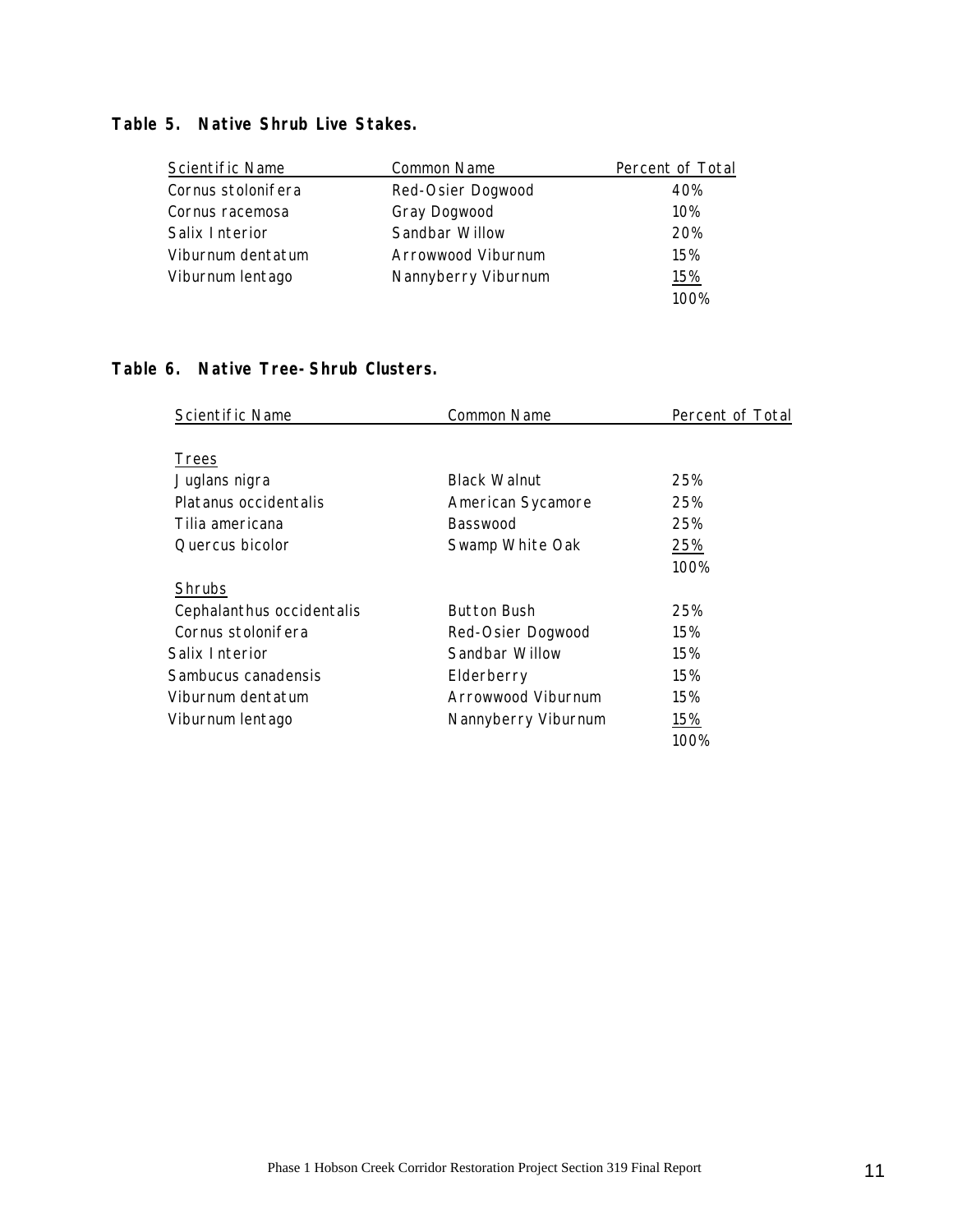**Table 5. Native Shrub Live Stakes.**

| Scientific Name | Common Name | Percent of Total |
|---|---|---|
| Cornus stolonifera | Red-Osier Dogwood | 40% |
| Cornus racemosa | Gray Dogwood | 10% |
| Salix Interior | Sandbar Willow | 20% |
| Viburnum dentatum | Arrowwood Viburnum | 15% |
| Viburnum lentago | Nannyberry Viburnum | 15% |
| | | 100% |

**Table 6. Native Tree-Shrub Clusters.**

| Scientific Name | Common Name | Percent of Total |
|---|---|---|
| Trees | | |
| Juglans nigra | Black Walnut | 25% |
| Platanus occidentalis | American Sycamore | 25% |
| Tilia americana | Basswood | 25% |
| Quercus bicolor | Swamp White Oak | 25% |
| | | 100% |
| Shrubs | | |
| Cephalanthus occidentalis | Button Bush | 25% |
| Cornus stolonifera | Red-Osier Dogwood | 15% |
| Salix Interior | Sandbar Willow | 15% |
| Sambucus canadensis | Elderberry | 15% |
| Viburnum dentatum | Arrowwood Viburnum | 15% |
| Viburnum lentago | Nannyberry Viburnum | 15% |
| | | 100% |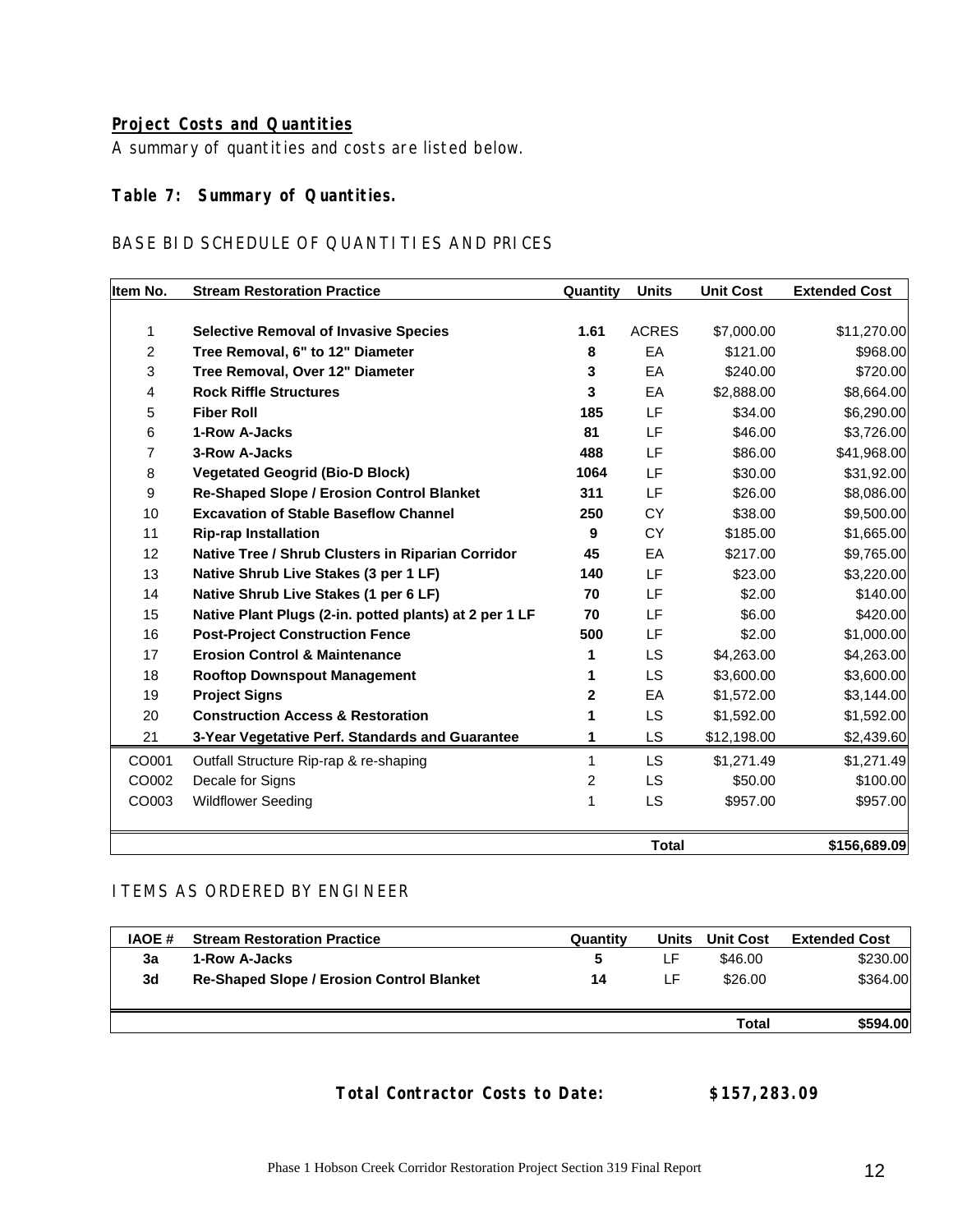**Project Costs and Quantities**

A summary of quantities and costs are listed below.

**Table 7: Summary of Quantities.**

BASE BID SCHEDULE OF QUANTITIES AND PRICES

| Item No. | Stream Restoration Practice | Quantity | Units | Unit Cost | Extended Cost |
|---|---|---|---|---|---|
| 1 | **Selective Removal of Invasive Species** | **1.61** | ACRES | $7,000.00 | $11,270.00 |
| 2 | **Tree Removal, 6" to 12" Diameter** | **8** | EA | $121.00 | $968.00 |
| 3 | **Tree Removal, Over 12" Diameter** | **3** | EA | $240.00 | $720.00 |
| 4 | **Rock Riffle Structures** | **3** | EA | $2,888.00 | $8,664.00 |
| 5 | **Fiber Roll** | **185** | LF | $34.00 | $6,290.00 |
| 6 | **1-Row A-Jacks** | **81** | LF | $46.00 | $3,726.00 |
| 7 | **3-Row A-Jacks** | **488** | LF | $86.00 | $41,968.00 |
| 8 | **Vegetated Geogrid (Bio-D Block)** | **1064** | LF | $30.00 | $31,92.00 |
| 9 | **Re-Shaped Slope / Erosion Control Blanket** | **311** | LF | $26.00 | $8,086.00 |
| 10 | **Excavation of Stable Baseflow Channel** | **250** | CY | $38.00 | $9,500.00 |
| 11 | **Rip-rap Installation** | **9** | CY | $185.00 | $1,665.00 |
| 12 | **Native Tree / Shrub Clusters in Riparian Corridor** | **45** | EA | $217.00 | $9,765.00 |
| 13 | **Native Shrub Live Stakes (3 per 1 LF)** | **140** | LF | $23.00 | $3,220.00 |
| 14 | **Native Shrub Live Stakes (1 per 6 LF)** | **70** | LF | $2.00 | $140.00 |
| 15 | **Native Plant Plugs (2-in. potted plants) at 2 per 1 LF** | **70** | LF | $6.00 | $420.00 |
| 16 | **Post-Project Construction Fence** | **500** | LF | $2.00 | $1,000.00 |
| 17 | **Erosion Control & Maintenance** | **1** | LS | $4,263.00 | $4,263.00 |
| 18 | **Rooftop Downspout Management** | **1** | LS | $3,600.00 | $3,600.00 |
| 19 | **Project Signs** | **2** | EA | $1,572.00 | $3,144.00 |
| 20 | **Construction Access & Restoration** | **1** | LS | $1,592.00 | $1,592.00 |
| 21 | **3-Year Vegetative Perf. Standards and Guarantee** | **1** | LS | $12,198.00 | $2,439.60 |
| CO001 | Outfall Structure Rip-rap & re-shaping | 1 | LS | $1,271.49 | $1,271.49 |
| CO002 | Decale for Signs | 2 | LS | $50.00 | $100.00 |
| CO003 | Wildflower Seeding | 1 | LS | $957.00 | $957.00 |
| | | | **Total** | | **$156,689.09** |

ITEMS AS ORDERED BY ENGINEER

| IAOE # | Stream Restoration Practice | Quantity | Units | Unit Cost | Extended Cost |
|---|---|---|---|---|---|
| **3a** | **1-Row A-Jacks** | **5** | LF | $46.00 | $230.00 |
| **3d** | **Re-Shaped Slope / Erosion Control Blanket** | **14** | LF | $26.00 | $364.00 |
| | | | | **Total** | **$594.00** |

**Total Contractor Costs to Date: $157,283.09**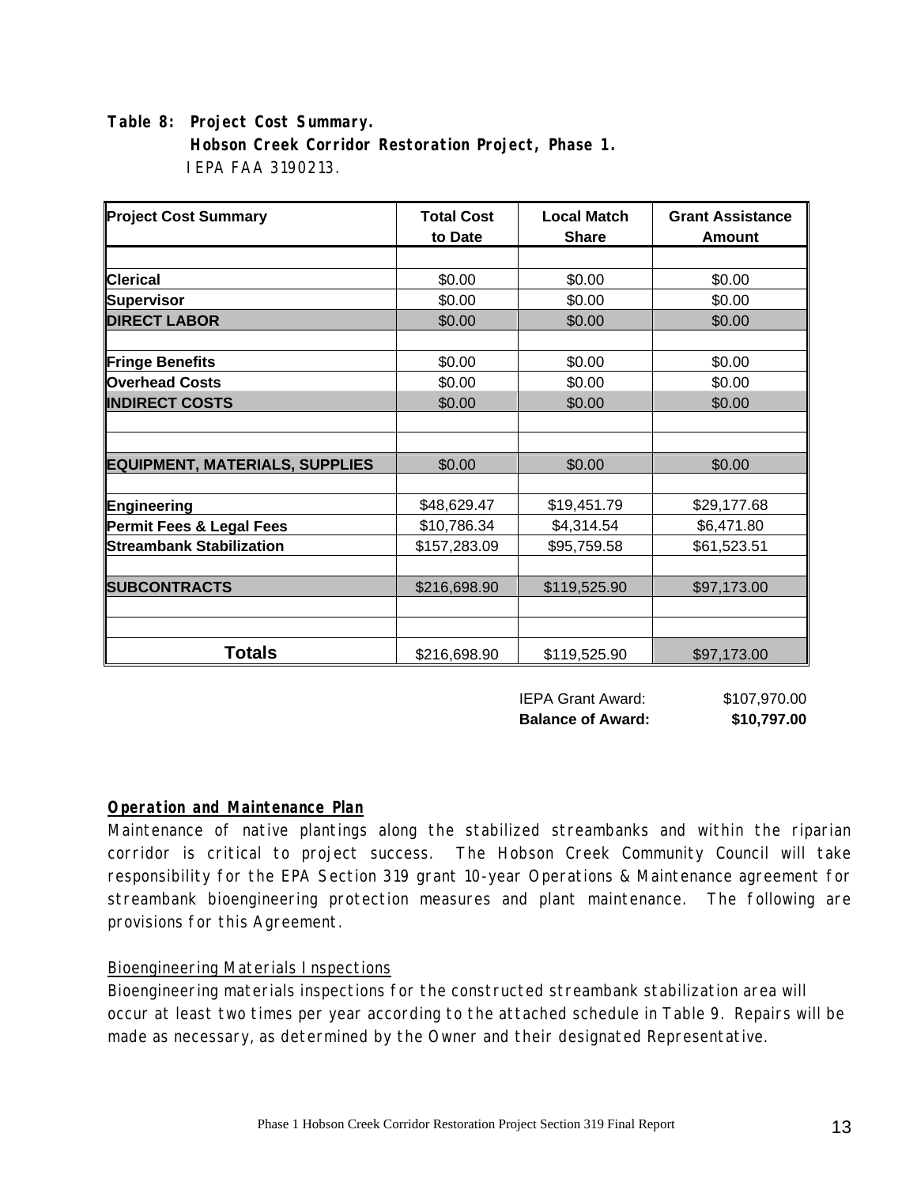**Table 8: Project Cost Summary.**
**Hobson Creek Corridor Restoration Project, Phase 1.**
IEPA FAA 3190213.

| Project Cost Summary | Total Cost to Date | Local Match Share | Grant Assistance Amount |
|---|---|---|---|
| | | | |
| **Clerical** | $0.00 | $0.00 | $0.00 |
| **Supervisor** | $0.00 | $0.00 | $0.00 |
| **DIRECT LABOR** | $0.00 | $0.00 | $0.00 |
| | | | |
| **Fringe Benefits** | $0.00 | $0.00 | $0.00 |
| **Overhead Costs** | $0.00 | $0.00 | $0.00 |
| **INDIRECT COSTS** | $0.00 | $0.00 | $0.00 |
| | | | |
| | | | |
| **EQUIPMENT, MATERIALS, SUPPLIES** | $0.00 | $0.00 | $0.00 |
| | | | |
| **Engineering** | $48,629.47 | $19,451.79 | $29,177.68 |
| **Permit Fees & Legal Fees** | $10,786.34 | $4,314.54 | $6,471.80 |
| **Streambank Stabilization** | $157,283.09 | $95,759.58 | $61,523.51 |
| | | | |
| **SUBCONTRACTS** | $216,698.90 | $119,525.90 | $97,173.00 |
| | | | |
| | | | |
| **Totals** | $216,698.90 | $119,525.90 | $97,173.00 |

| | |
|---|---|
| IEPA Grant Award: | $107,970.00 |
| **Balance of Award:** | **$10,797.00** |

**Operation and Maintenance Plan**

Maintenance of native plantings along the stabilized streambanks and within the riparian corridor is critical to project success. The Hobson Creek Community Council will take responsibility for the EPA Section 319 grant 10-year Operations & Maintenance agreement for streambank bioengineering protection measures and plant maintenance. The following are provisions for this Agreement.

Bioengineering Materials Inspections

Bioengineering materials inspections for the constructed streambank stabilization area will occur at least two times per year according to the attached schedule in Table 9. Repairs will be made as necessary, as determined by the Owner and their designated Representative.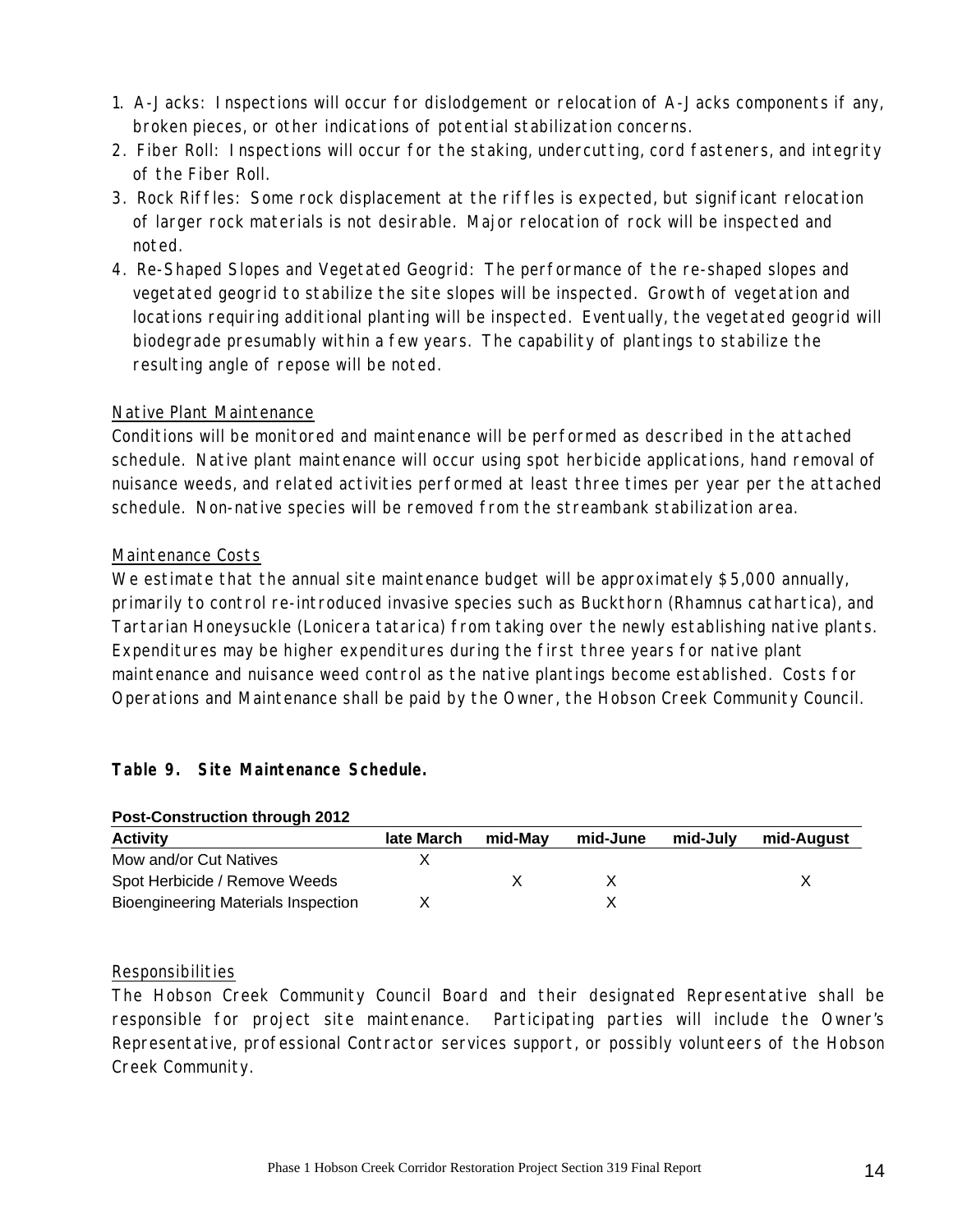1. A-Jacks: Inspections will occur for dislodgement or relocation of A-Jacks components if any, broken pieces, or other indications of potential stabilization concerns.
2. Fiber Roll: Inspections will occur for the staking, undercutting, cord fasteners, and integrity of the Fiber Roll.
3. Rock Riffles: Some rock displacement at the riffles is expected, but significant relocation of larger rock materials is not desirable. Major relocation of rock will be inspected and noted.
4. Re-Shaped Slopes and Vegetated Geogrid: The performance of the re-shaped slopes and vegetated geogrid to stabilize the site slopes will be inspected. Growth of vegetation and locations requiring additional planting will be inspected. Eventually, the vegetated geogrid will biodegrade presumably within a few years. The capability of plantings to stabilize the resulting angle of repose will be noted.

Native Plant Maintenance

Conditions will be monitored and maintenance will be performed as described in the attached schedule. Native plant maintenance will occur using spot herbicide applications, hand removal of nuisance weeds, and related activities performed at least three times per year per the attached schedule. Non-native species will be removed from the streambank stabilization area.

Maintenance Costs

We estimate that the annual site maintenance budget will be approximately $5,000 annually, primarily to control re-introduced invasive species such as Buckthorn (Rhamnus cathartica), and Tartarian Honeysuckle (Lonicera tatarica) from taking over the newly establishing native plants. Expenditures may be higher expenditures during the first three years for native plant maintenance and nuisance weed control as the native plantings become established. Costs for Operations and Maintenance shall be paid by the Owner, the Hobson Creek Community Council.

**Table 9. Site Maintenance Schedule.**

**Post-Construction through 2012**

| Activity | late March | mid-May | mid-June | mid-July | mid-August |
|---|---|---|---|---|---|
| Mow and/or Cut Natives | X | | | | |
| Spot Herbicide / Remove Weeds | | X | X | | X |
| Bioengineering Materials Inspection | X | | X | | |

Responsibilities

The Hobson Creek Community Council Board and their designated Representative shall be responsible for project site maintenance. Participating parties will include the Owner's Representative, professional Contractor services support, or possibly volunteers of the Hobson Creek Community.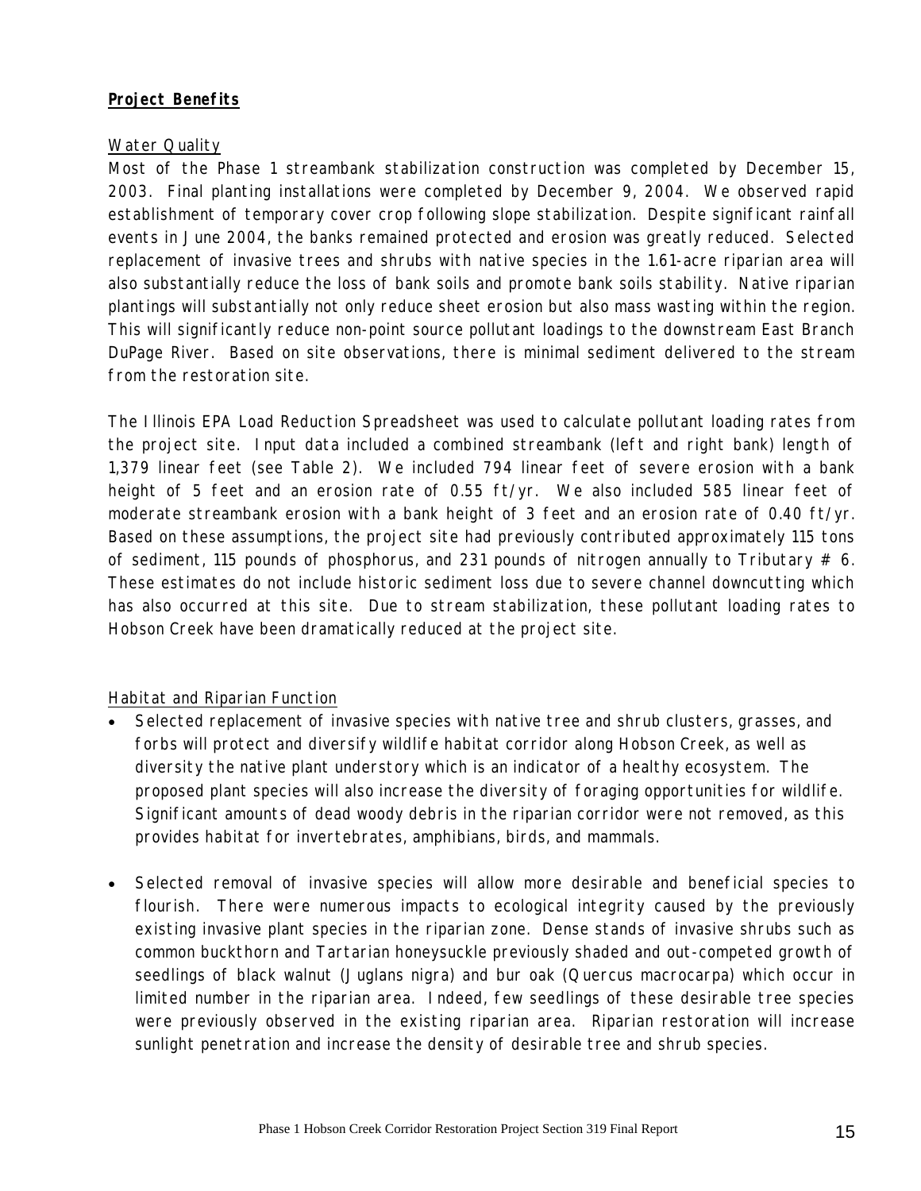## **Project Benefits**

### Water Quality

Most of the Phase 1 streambank stabilization construction was completed by December 15, 2003. Final planting installations were completed by December 9, 2004. We observed rapid establishment of temporary cover crop following slope stabilization. Despite significant rainfall events in June 2004, the banks remained protected and erosion was greatly reduced. Selected replacement of invasive trees and shrubs with native species in the 1.61-acre riparian area will also substantially reduce the loss of bank soils and promote bank soils stability. Native riparian plantings will substantially not only reduce sheet erosion but also mass wasting within the region. This will significantly reduce non-point source pollutant loadings to the downstream East Branch DuPage River. Based on site observations, there is minimal sediment delivered to the stream from the restoration site.

The Illinois EPA Load Reduction Spreadsheet was used to calculate pollutant loading rates from the project site. Input data included a combined streambank (left and right bank) length of 1,379 linear feet (see Table 2). We included 794 linear feet of severe erosion with a bank height of 5 feet and an erosion rate of 0.55 ft/yr. We also included 585 linear feet of moderate streambank erosion with a bank height of 3 feet and an erosion rate of 0.40 ft/yr. Based on these assumptions, the project site had previously contributed approximately 115 tons of sediment, 115 pounds of phosphorus, and 231 pounds of nitrogen annually to Tributary # 6. These estimates do not include historic sediment loss due to severe channel downcutting which has also occurred at this site. Due to stream stabilization, these pollutant loading rates to Hobson Creek have been dramatically reduced at the project site.

### Habitat and Riparian Function

- Selected replacement of invasive species with native tree and shrub clusters, grasses, and forbs will protect and diversify wildlife habitat corridor along Hobson Creek, as well as diversity the native plant understory which is an indicator of a healthy ecosystem. The proposed plant species will also increase the diversity of foraging opportunities for wildlife. Significant amounts of dead woody debris in the riparian corridor were not removed, as this provides habitat for invertebrates, amphibians, birds, and mammals.

- Selected removal of invasive species will allow more desirable and beneficial species to flourish. There were numerous impacts to ecological integrity caused by the previously existing invasive plant species in the riparian zone. Dense stands of invasive shrubs such as common buckthorn and Tartarian honeysuckle previously shaded and out-competed growth of seedlings of black walnut (Juglans nigra) and bur oak (Quercus macrocarpa) which occur in limited number in the riparian area. Indeed, few seedlings of these desirable tree species were previously observed in the existing riparian area. Riparian restoration will increase sunlight penetration and increase the density of desirable tree and shrub species.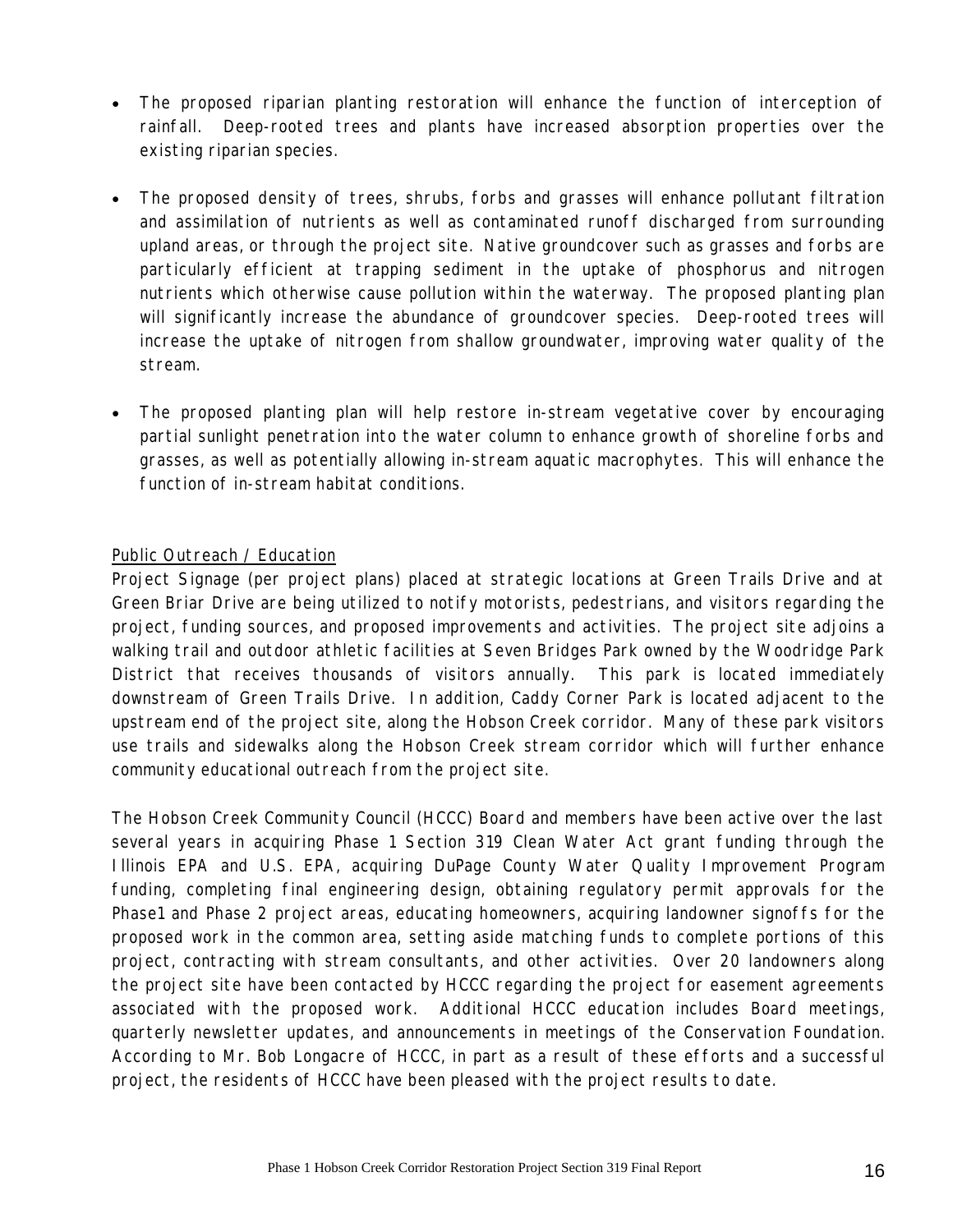- The proposed riparian planting restoration will enhance the function of interception of rainfall. Deep-rooted trees and plants have increased absorption properties over the existing riparian species.

- The proposed density of trees, shrubs, forbs and grasses will enhance pollutant filtration and assimilation of nutrients as well as contaminated runoff discharged from surrounding upland areas, or through the project site. Native groundcover such as grasses and forbs are particularly efficient at trapping sediment in the uptake of phosphorus and nitrogen nutrients which otherwise cause pollution within the waterway. The proposed planting plan will significantly increase the abundance of groundcover species. Deep-rooted trees will increase the uptake of nitrogen from shallow groundwater, improving water quality of the stream.

- The proposed planting plan will help restore in-stream vegetative cover by encouraging partial sunlight penetration into the water column to enhance growth of shoreline forbs and grasses, as well as potentially allowing in-stream aquatic macrophytes. This will enhance the function of in-stream habitat conditions.

<u>Public Outreach / Education</u>

Project Signage (per project plans) placed at strategic locations at Green Trails Drive and at Green Briar Drive are being utilized to notify motorists, pedestrians, and visitors regarding the project, funding sources, and proposed improvements and activities. The project site adjoins a walking trail and outdoor athletic facilities at Seven Bridges Park owned by the Woodridge Park District that receives thousands of visitors annually. This park is located immediately downstream of Green Trails Drive. In addition, Caddy Corner Park is located adjacent to the upstream end of the project site, along the Hobson Creek corridor. Many of these park visitors use trails and sidewalks along the Hobson Creek stream corridor which will further enhance community educational outreach from the project site.

The Hobson Creek Community Council (HCCC) Board and members have been active over the last several years in acquiring Phase 1 Section 319 Clean Water Act grant funding through the Illinois EPA and U.S. EPA, acquiring DuPage County Water Quality Improvement Program funding, completing final engineering design, obtaining regulatory permit approvals for the Phase1 and Phase 2 project areas, educating homeowners, acquiring landowner signoffs for the proposed work in the common area, setting aside matching funds to complete portions of this project, contracting with stream consultants, and other activities. Over 20 landowners along the project site have been contacted by HCCC regarding the project for easement agreements associated with the proposed work. Additional HCCC education includes Board meetings, quarterly newsletter updates, and announcements in meetings of the Conservation Foundation. According to Mr. Bob Longacre of HCCC, in part as a result of these efforts and a successful project, the residents of HCCC have been pleased with the project results to date.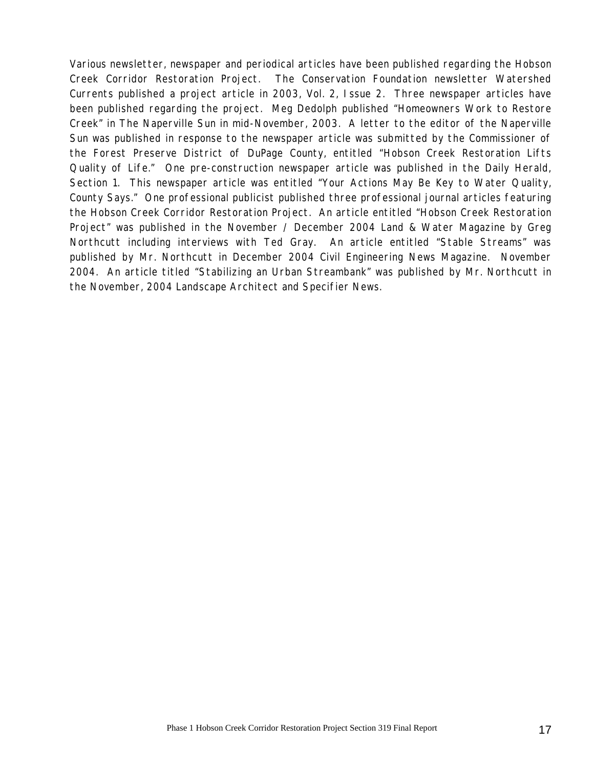Various newsletter, newspaper and periodical articles have been published regarding the Hobson Creek Corridor Restoration Project. The Conservation Foundation newsletter Watershed Currents published a project article in 2003, Vol. 2, Issue 2. Three newspaper articles have been published regarding the project. Meg Dedolph published "Homeowners Work to Restore Creek" in The Naperville Sun in mid-November, 2003. A letter to the editor of the Naperville Sun was published in response to the newspaper article was submitted by the Commissioner of the Forest Preserve District of DuPage County, entitled "Hobson Creek Restoration Lifts Quality of Life." One pre-construction newspaper article was published in the Daily Herald, Section 1. This newspaper article was entitled "Your Actions May Be Key to Water Quality, County Says." One professional publicist published three professional journal articles featuring the Hobson Creek Corridor Restoration Project. An article entitled "Hobson Creek Restoration Project" was published in the November / December 2004 Land & Water Magazine by Greg Northcutt including interviews with Ted Gray. An article entitled "Stable Streams" was published by Mr. Northcutt in December 2004 Civil Engineering News Magazine. November 2004. An article titled "Stabilizing an Urban Streambank" was published by Mr. Northcutt in the November, 2004 Landscape Architect and Specifier News.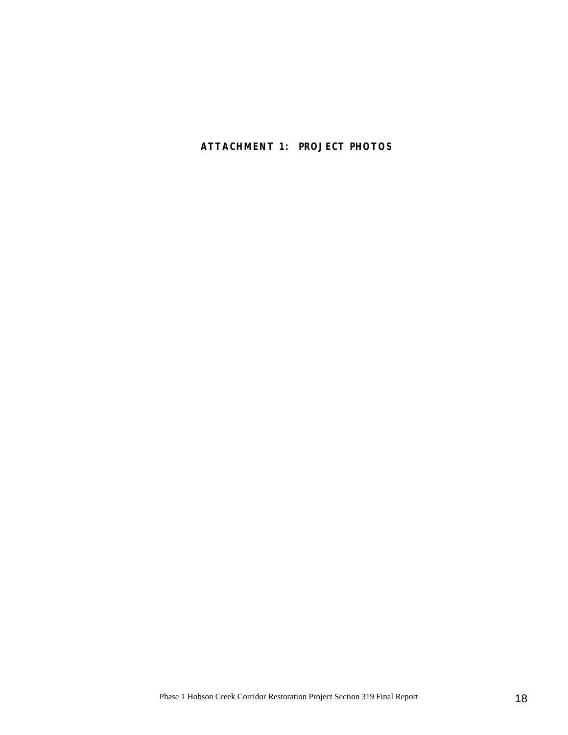# ATTACHMENT 1: PROJECT PHOTOS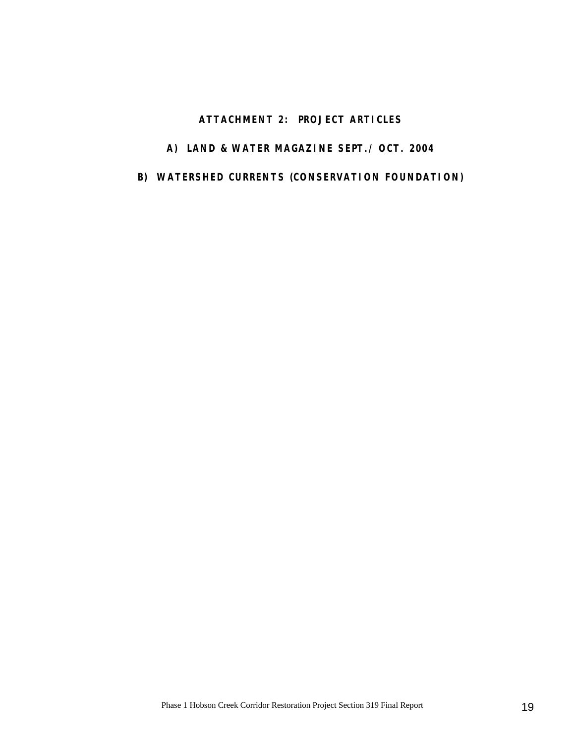# ATTACHMENT 2: PROJECT ARTICLES

## A) LAND & WATER MAGAZINE SEPT./OCT. 2004

## B) WATERSHED CURRENTS (CONSERVATION FOUNDATION)